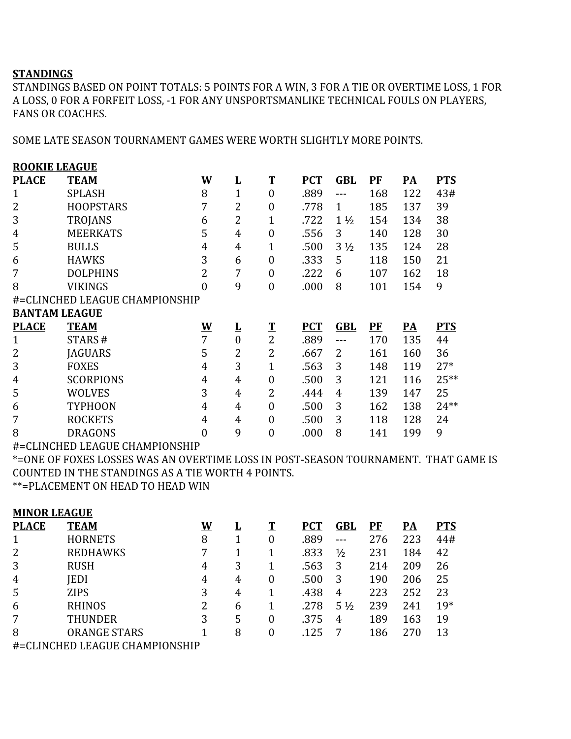**STANDINGS**

STANDINGS BASED ON POINT TOTALS: 5 POINTS FOR A WIN, 3 FOR A TIE OR OVERTIME LOSS, 1 FOR A LOSS, 0 FOR A FORFEIT LOSS, -1 FOR ANY UNSPORTSMANLIKE TECHNICAL FOULS ON PLAYERS, FANS OR COACHES.

SOME LATE SEASON TOURNAMENT GAMES WERE WORTH SLIGHTLY MORE POINTS.

**ROOKIE LEAGUE**

| PLACE | TEAM | W | L | T | PCT | GBL | PF | PA | PTS |
|---|---|---|---|---|---|---|---|---|---|
| 1 | SPLASH | 8 | 1 | 0 | .889 | --- | 168 | 122 | 43# |
| 2 | HOOPSTARS | 7 | 2 | 0 | .778 | 1 | 185 | 137 | 39 |
| 3 | TROJANS | 6 | 2 | 1 | .722 | 1 ½ | 154 | 134 | 38 |
| 4 | MEERKATS | 5 | 4 | 0 | .556 | 3 | 140 | 128 | 30 |
| 5 | BULLS | 4 | 4 | 1 | .500 | 3 ½ | 135 | 124 | 28 |
| 6 | HAWKS | 3 | 6 | 0 | .333 | 5 | 118 | 150 | 21 |
| 7 | DOLPHINS | 2 | 7 | 0 | .222 | 6 | 107 | 162 | 18 |
| 8 | VIKINGS | 0 | 9 | 0 | .000 | 8 | 101 | 154 | 9 |

#=CLINCHED LEAGUE CHAMPIONSHIP

**BANTAM LEAGUE**

| PLACE | TEAM | W | L | T | PCT | GBL | PF | PA | PTS |
|---|---|---|---|---|---|---|---|---|---|
| 1 | STARS # | 7 | 0 | 2 | .889 | --- | 170 | 135 | 44 |
| 2 | JAGUARS | 5 | 2 | 2 | .667 | 2 | 161 | 160 | 36 |
| 3 | FOXES | 4 | 3 | 1 | .563 | 3 | 148 | 119 | 27* |
| 4 | SCORPIONS | 4 | 4 | 0 | .500 | 3 | 121 | 116 | 25** |
| 5 | WOLVES | 3 | 4 | 2 | .444 | 4 | 139 | 147 | 25 |
| 6 | TYPHOON | 4 | 4 | 0 | .500 | 3 | 162 | 138 | 24** |
| 7 | ROCKETS | 4 | 4 | 0 | .500 | 3 | 118 | 128 | 24 |
| 8 | DRAGONS | 0 | 9 | 0 | .000 | 8 | 141 | 199 | 9 |

#=CLINCHED LEAGUE CHAMPIONSHIP

*=ONE OF FOXES LOSSES WAS AN OVERTIME LOSS IN POST-SEASON TOURNAMENT. THAT GAME IS COUNTED IN THE STANDINGS AS A TIE WORTH 4 POINTS.

**=PLACEMENT ON HEAD TO HEAD WIN

**MINOR LEAGUE**

| PLACE | TEAM | W | L | T | PCT | GBL | PF | PA | PTS |
|---|---|---|---|---|---|---|---|---|---|
| 1 | HORNETS | 8 | 1 | 0 | .889 | --- | 276 | 223 | 44# |
| 2 | REDHAWKS | 7 | 1 | 1 | .833 | ½ | 231 | 184 | 42 |
| 3 | RUSH | 4 | 3 | 1 | .563 | 3 | 214 | 209 | 26 |
| 4 | JEDI | 4 | 4 | 0 | .500 | 3 | 190 | 206 | 25 |
| 5 | ZIPS | 3 | 4 | 1 | .438 | 4 | 223 | 252 | 23 |
| 6 | RHINOS | 2 | 6 | 1 | .278 | 5 ½ | 239 | 241 | 19* |
| 7 | THUNDER | 3 | 5 | 0 | .375 | 4 | 189 | 163 | 19 |
| 8 | ORANGE STARS | 1 | 8 | 0 | .125 | 7 | 186 | 270 | 13 |

#=CLINCHED LEAGUE CHAMPIONSHIP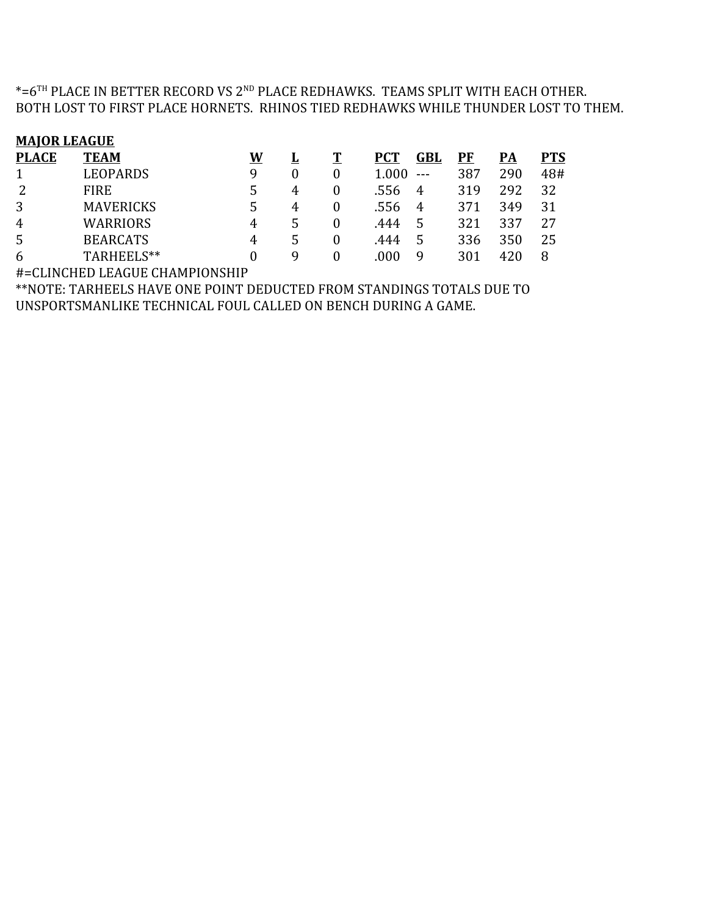*=6TH PLACE IN BETTER RECORD VS 2ND PLACE REDHAWKS. TEAMS SPLIT WITH EACH OTHER. BOTH LOST TO FIRST PLACE HORNETS. RHINOS TIED REDHAWKS WHILE THUNDER LOST TO THEM.

**MAJOR LEAGUE**

| PLACE | TEAM | W | L | T | PCT | GBL | PF | PA | PTS |
|---|---|---|---|---|---|---|---|---|---|
| 1 | LEOPARDS | 9 | 0 | 0 | 1.000 | --- | 387 | 290 | 48# |
| 2 | FIRE | 5 | 4 | 0 | .556 | 4 | 319 | 292 | 32 |
| 3 | MAVERICKS | 5 | 4 | 0 | .556 | 4 | 371 | 349 | 31 |
| 4 | WARRIORS | 4 | 5 | 0 | .444 | 5 | 321 | 337 | 27 |
| 5 | BEARCATS | 4 | 5 | 0 | .444 | 5 | 336 | 350 | 25 |
| 6 | TARHEELS** | 0 | 9 | 0 | .000 | 9 | 301 | 420 | 8 |

#=CLINCHED LEAGUE CHAMPIONSHIP

**NOTE: TARHEELS HAVE ONE POINT DEDUCTED FROM STANDINGS TOTALS DUE TO UNSPORTSMANLIKE TECHNICAL FOUL CALLED ON BENCH DURING A GAME.